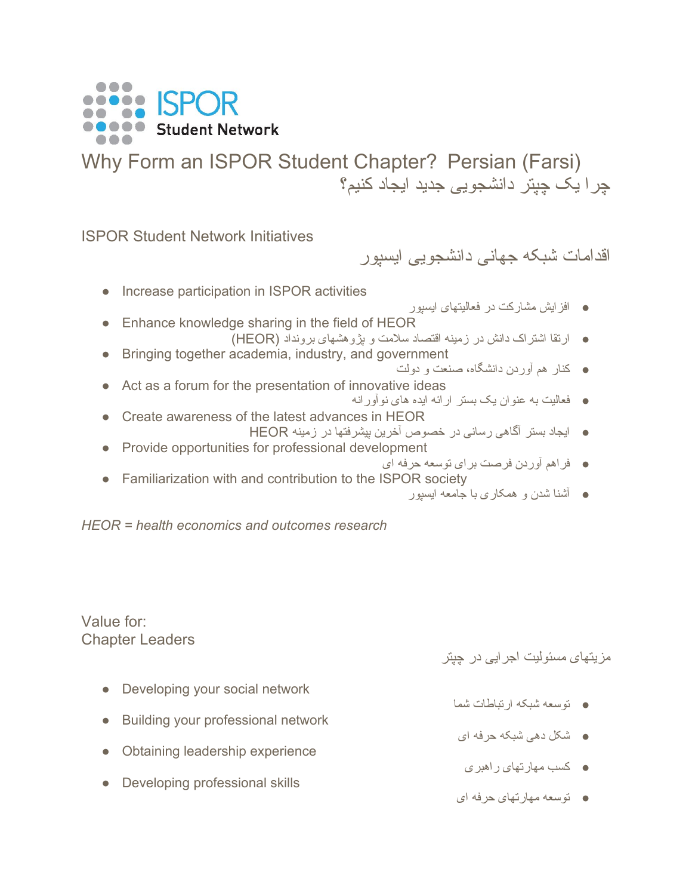ISPOR Student Network

# Why Form an ISPOR Student Chapter? Persian (Farsi)

# چرا یک چپتر دانشجویی جدید ایجاد کنیم؟

## ISPOR Student Network Initiatives

## اقدامات شبکه جهانی دانشجویی ایسپور

- Increase participation in ISPOR activities
- افزایش مشارکت در فعالیتهای ایسپور
- Enhance knowledge sharing in the field of HEOR
- ارتقا اشتراک دانش در زمینه اقتصاد سلامت و پژوهشهای برونداد (HEOR)
- Bringing together academia, industry, and government
- کنار هم آوردن دانشگاه، صنعت و دولت
- Act as a forum for the presentation of innovative ideas
- فعالیت به عنوان یک بستر ارائه ایده های نوآورانه
- Create awareness of the latest advances in HEOR
- ایجاد بستر آگاهی رسانی در خصوص آخرین پیشرفتها در زمینه HEOR
- Provide opportunities for professional development
- فراهم آوردن فرصت برای توسعه حرفه ای
- Familiarization with and contribution to the ISPOR society
- آشنا شدن و همکاری با جامعه ایسپور

*HEOR = health economics and outcomes research*

## Value for: Chapter Leaders

## مزیتهای مسئولیت اجرایی در چپتر

- Developing your social network
- Building your professional network
- Obtaining leadership experience
- Developing professional skills

- توسعه شبکه ارتباطات شما
- شکل دهی شبکه حرفه ای
- کسب مهارتهای راهبری
- توسعه مهارتهای حرفه ای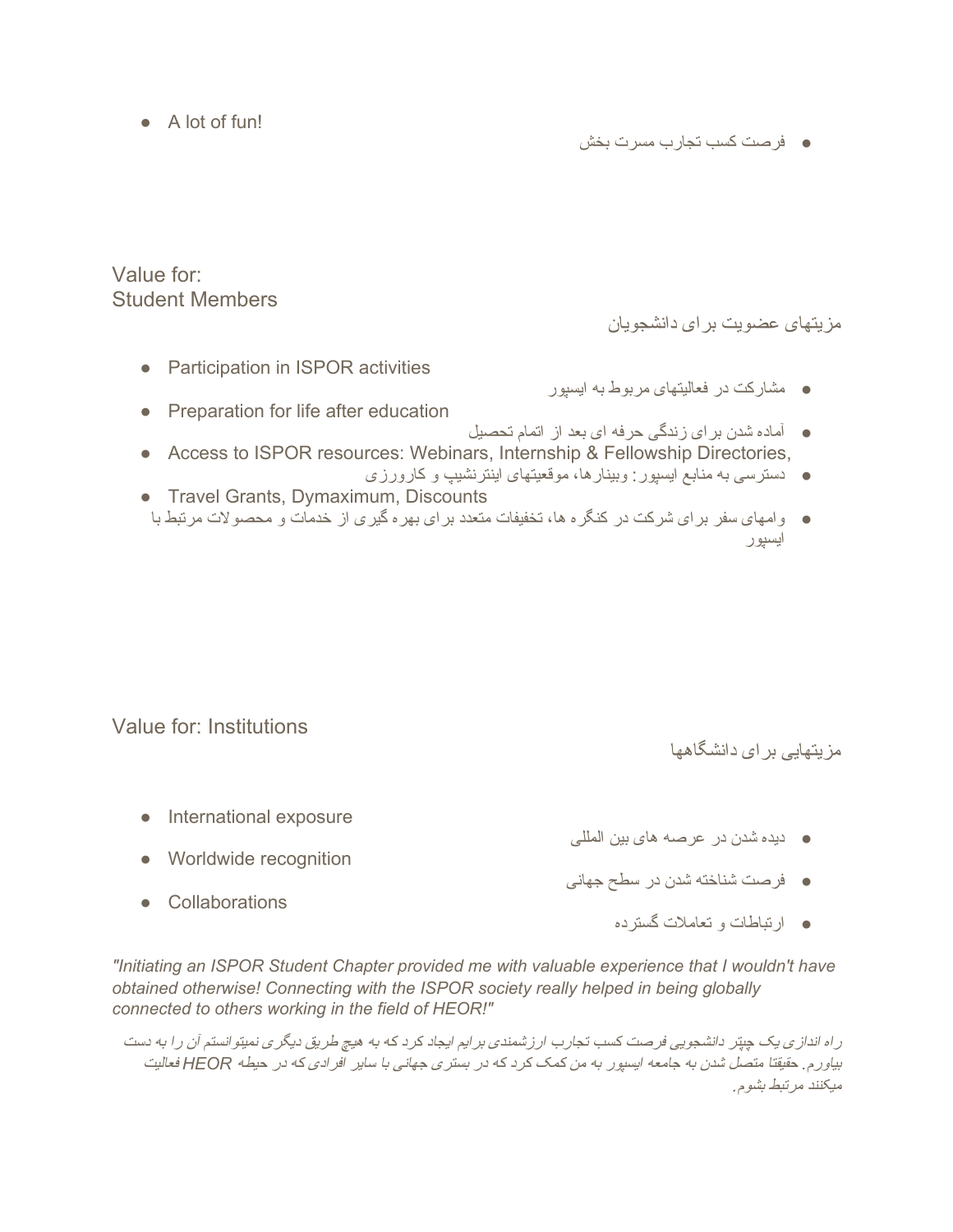- A lot of fun!

- فرصت کسب تجارب مسرت بخش

## Value for:
## Student Members

## مزیتهای عضویت برای دانشجویان

- Participation in ISPOR activities
- مشارکت در فعالیتهای مربوط به ایسپور
- Preparation for life after education
- آماده شدن برای زندگی حرفه ای بعد از اتمام تحصیل
- Access to ISPOR resources: Webinars, Internship & Fellowship Directories,
- دسترسی به منابع ایسپور: وبینارها، موقعیتهای اینترنشیپ و کارورزی
- Travel Grants, Dymaximum, Discounts
- وامهای سفر برای شرکت در کنگره ها، تخفیفات متعدد برای بهره گیری از خدمات و محصولات مرتبط با ایسپور

## Value for: Institutions

## مزیتهایی برای دانشگاهها

- International exposure
- دیده شدن در عرصه های بین المللی
- Worldwide recognition
- فرصت شناخته شدن در سطح جهانی
- Collaborations
- ارتباطات و تعاملات گسترده

*"Initiating an ISPOR Student Chapter provided me with valuable experience that I wouldn't have obtained otherwise! Connecting with the ISPOR society really helped in being globally connected to others working in the field of HEOR!"*

*راه اندازی یک چپتر دانشجویی فرصت کسب تجارب ارزشمندی برایم ایجاد کرد که به هیچ طریق دیگری نمیتوانستم آن را به دست بیاورم. حقیقتا متصل شدن به جامعه ایسپور به من کمک کرد که در بستری جهانی با سایر افرادی که در حیطه HEOR فعالیت میکنند مرتبط بشوم.*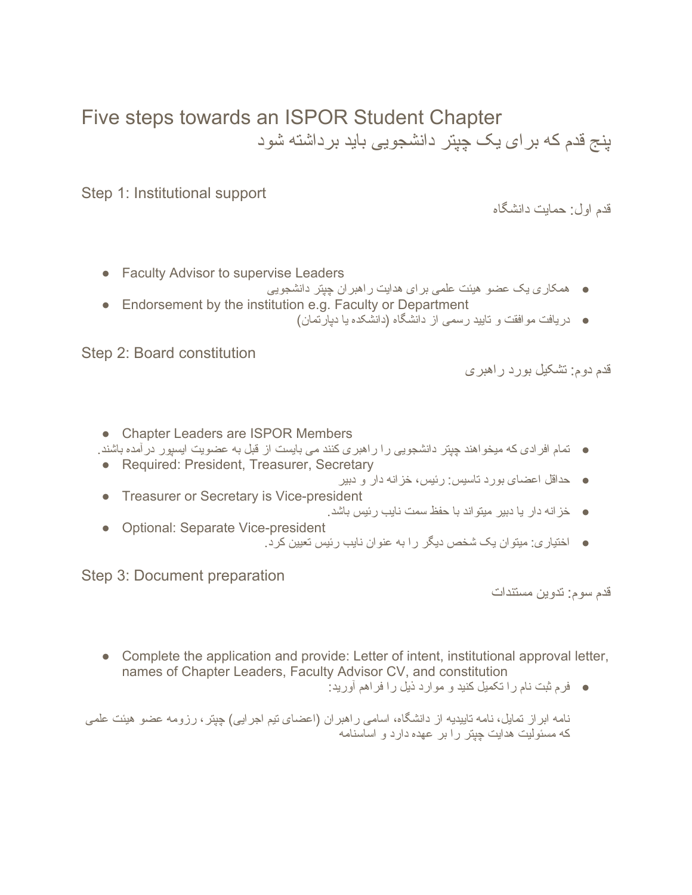# Five steps towards an ISPOR Student Chapter

# پنج قدم که برای یک چپتر دانشجویی باید برداشته شود

## Step 1: Institutional support

قدم اول: حمایت دانشگاه

- Faculty Advisor to supervise Leaders
- همکاری یک عضو هیئت علمی برای هدایت راهبران چپتر دانشجویی
- Endorsement by the institution e.g. Faculty or Department
- دریافت موافقت و تایید رسمی از دانشگاه (دانشکده یا دپارتمان)

## Step 2: Board constitution

قدم دوم: تشکیل بورد راهبری

- Chapter Leaders are ISPOR Members
- تمام افرادی که میخواهند چپتر دانشجویی را راهبری کنند می بایست از قبل به عضویت ایسپور درآمده باشند.
- Required: President, Treasurer, Secretary
- حداقل اعضای بورد تاسیس: رئیس، خزانه دار و دبیر
- Treasurer or Secretary is Vice-president
- خزانه دار یا دبیر میتواند با حفظ سمت نایب رئیس باشد.
- Optional: Separate Vice-president
- اختیاری: میتوان یک شخص دیگر را به عنوان نایب رئیس تعیین کرد.

## Step 3: Document preparation

قدم سوم: تدوین مستندات

- Complete the application and provide: Letter of intent, institutional approval letter, names of Chapter Leaders, Faculty Advisor CV, and constitution
- فرم ثبت نام را تکمیل کنید و موارد ذیل را فراهم آورید:

نامه ابراز تمایل، نامه تاییدیه از دانشگاه، اسامی راهبران (اعضای تیم اجرایی) چپتر، رزومه عضو هیئت علمی که مسئولیت هدایت چپتر را بر عهده دارد و اساسنامه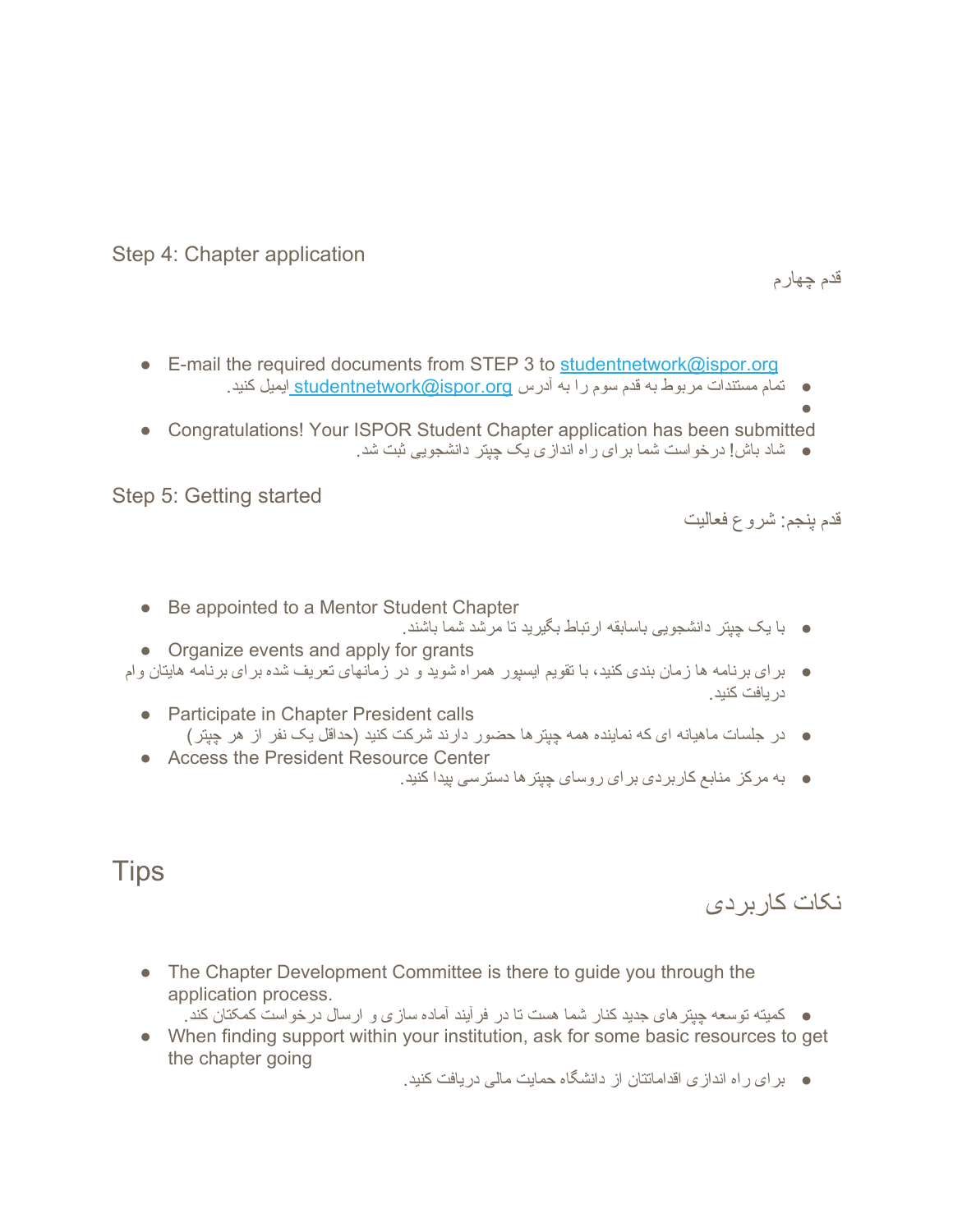## Step 4: Chapter application

قدم چهارم

- E-mail the required documents from STEP 3 to studentnetwork@ispor.org
- تمام مستندات مربوط به قدم سوم را به آدرس studentnetwork@ispor.org ایمیل کنید.
- Congratulations! Your ISPOR Student Chapter application has been submitted
- شاد باش! درخواست شما برای راه اندازی یک چپتر دانشجویی ثبت شد.

## Step 5: Getting started

قدم پنجم: شروع فعالیت

- Be appointed to a Mentor Student Chapter
- با یک چپتر دانشجویی باسابقه ارتباط بگیرید تا مرشد شما باشند.
- Organize events and apply for grants
- برای برنامه ها زمان بندی کنید، با تقویم ایسپور همراه شوید و در زمانهای تعریف شده برای برنامه هایتان وام دریافت کنید.
- Participate in Chapter President calls
- در جلسات ماهیانه ای که نماینده همه چپترها حضور دارند شرکت کنید (حداقل یک نفر از هر چپتر)
- Access the President Resource Center
- به مرکز منابع کاربردی برای روسای چپترها دسترسی پیدا کنید.

# Tips

نکات کاربردی

- The Chapter Development Committee is there to guide you through the application process.
- کمیته توسعه چپترهای جدید کنار شما هست تا در فرآیند آماده سازی و ارسال درخواست کمکتان کند.
- When finding support within your institution, ask for some basic resources to get the chapter going
- برای راه اندازی اقداماتتان از دانشگاه حمایت مالی دریافت کنید.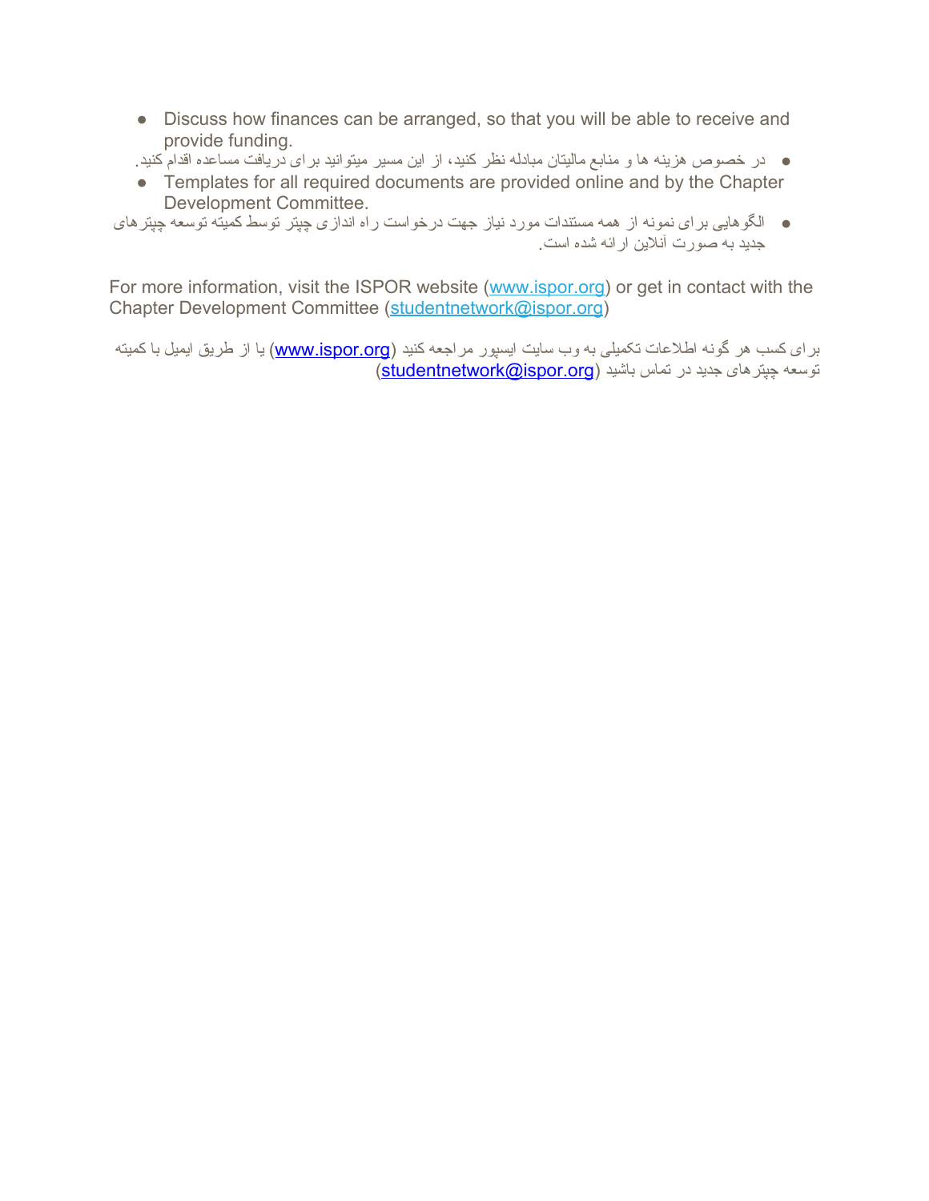- Discuss how finances can be arranged, so that you will be able to receive and provide funding.
- در خصوص هزینه ها و منابع مالیتان مبادله نظر کنید، از این مسیر میتوانید برای دریافت مساعده اقدام کنید.
- Templates for all required documents are provided online and by the Chapter Development Committee.
- الگوهایی برای نمونه از همه مستندات مورد نیاز جهت درخواست راه اندازی چپتر توسط کمیته توسعه چپترهای جدید به صورت آنلاین ارائه شده است.

For more information, visit the ISPOR website (www.ispor.org) or get in contact with the Chapter Development Committee (studentnetwork@ispor.org)

برای کسب هر گونه اطلاعات تکمیلی به وب سایت ایسپور مراجعه کنید (www.ispor.org) یا از طریق ایمیل با کمیته توسعه چپترهای جدید در تماس باشید (studentnetwork@ispor.org)